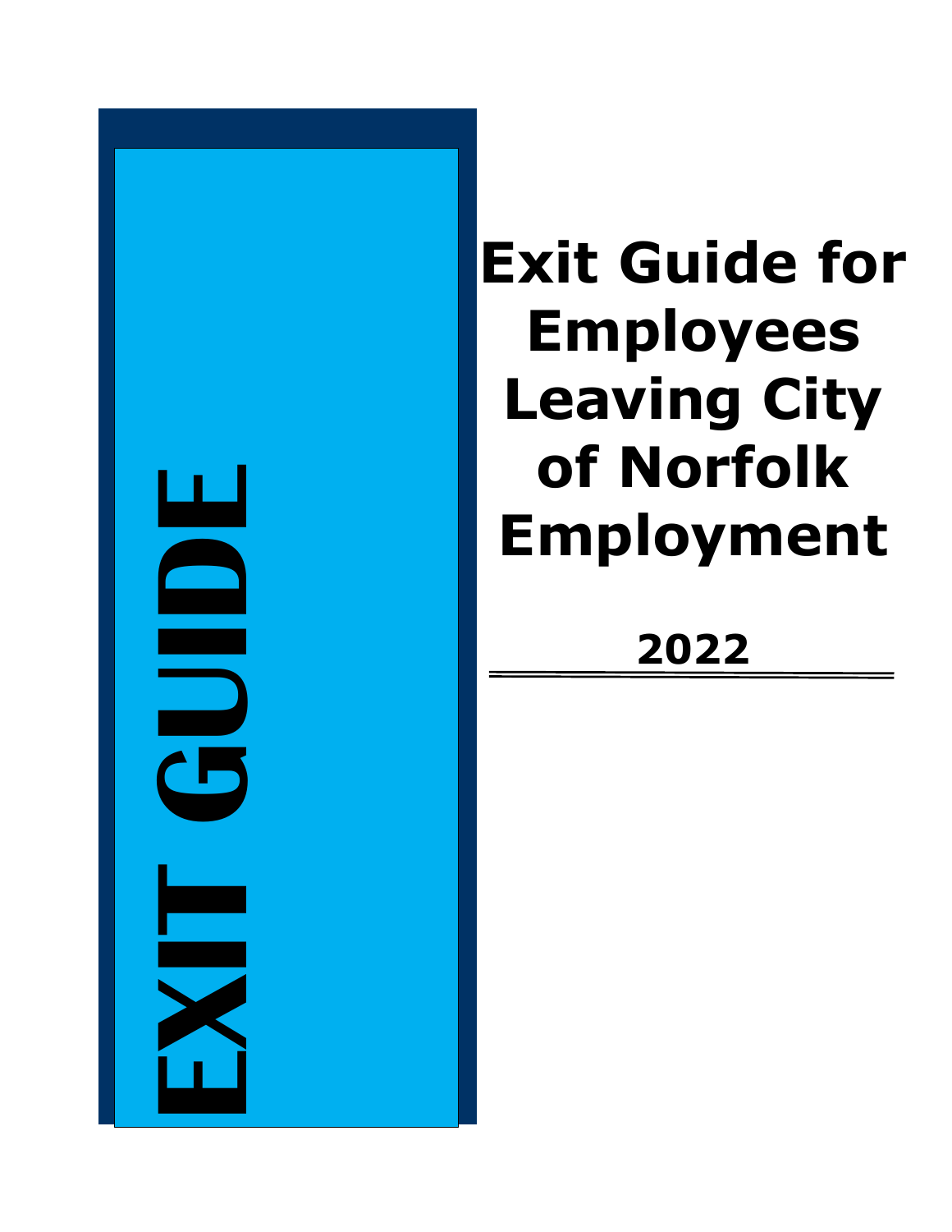EXIT GUIDE

# Exit Guide for Employees Leaving City of Norfolk Employment

**2022**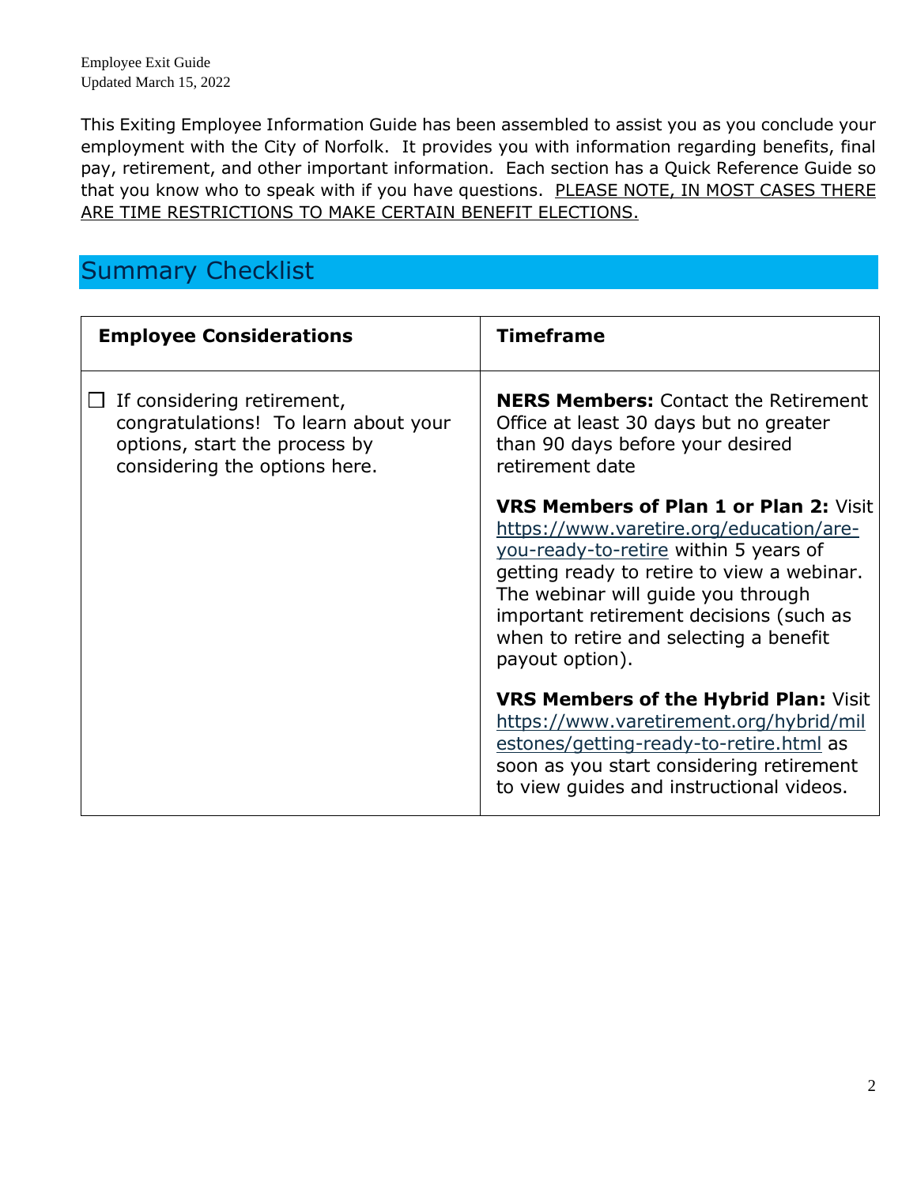Employee Exit Guide
Updated March 15, 2022

This Exiting Employee Information Guide has been assembled to assist you as you conclude your employment with the City of Norfolk. It provides you with information regarding benefits, final pay, retirement, and other important information. Each section has a Quick Reference Guide so that you know who to speak with if you have questions. PLEASE NOTE, IN MOST CASES THERE ARE TIME RESTRICTIONS TO MAKE CERTAIN BENEFIT ELECTIONS.

## Summary Checklist

| Employee Considerations | Timeframe |
|---|---|
| ☐ If considering retirement, congratulations! To learn about your options, start the process by considering the options here. | **NERS Members:** Contact the Retirement Office at least 30 days but no greater than 90 days before your desired retirement date<br><br>**VRS Members of Plan 1 or Plan 2:** Visit https://www.varetire.org/education/are-you-ready-to-retire within 5 years of getting ready to retire to view a webinar. The webinar will guide you through important retirement decisions (such as when to retire and selecting a benefit payout option).<br><br>**VRS Members of the Hybrid Plan:** Visit https://www.varetirement.org/hybrid/milestones/getting-ready-to-retire.html as soon as you start considering retirement to view guides and instructional videos. |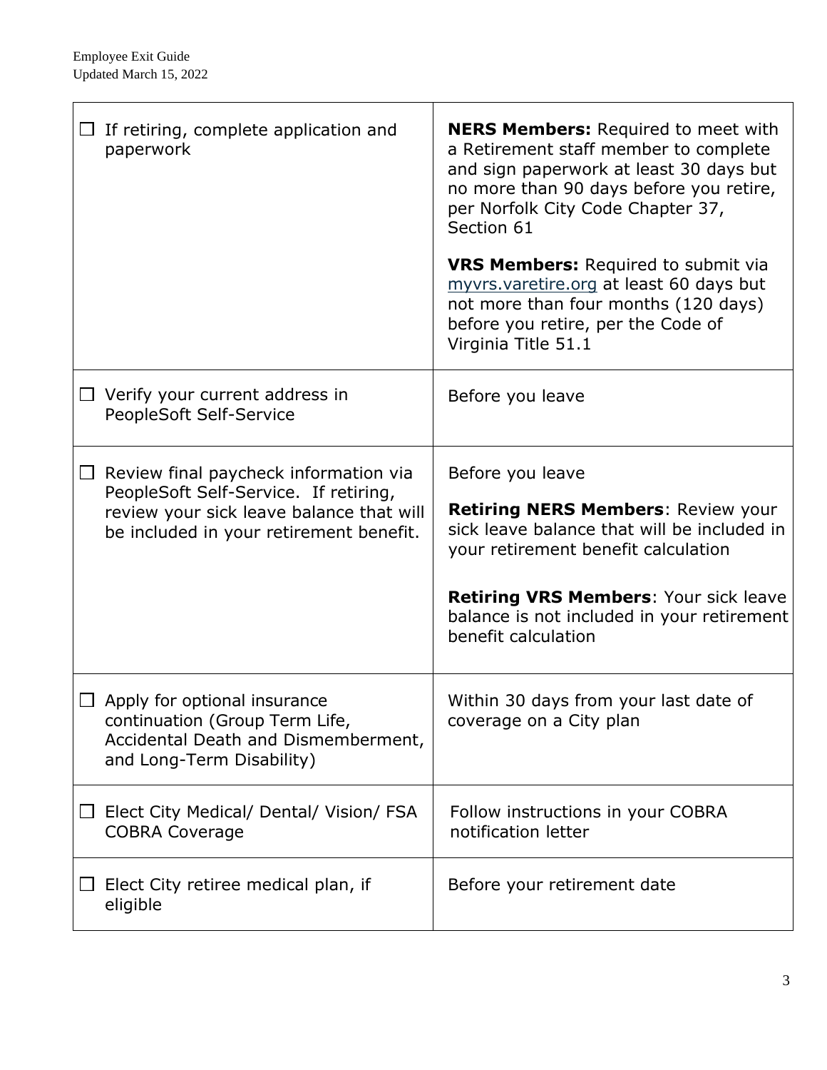| ☐ If retiring, complete application and paperwork | **NERS Members:** Required to meet with a Retirement staff member to complete and sign paperwork at least 30 days but no more than 90 days before you retire, per Norfolk City Code Chapter 37, Section 61<br><br>**VRS Members:** Required to submit via myvrs.varetire.org at least 60 days but not more than four months (120 days) before you retire, per the Code of Virginia Title 51.1 |
|---|---|
| ☐ Verify your current address in PeopleSoft Self-Service | Before you leave |
| ☐ Review final paycheck information via PeopleSoft Self-Service. If retiring, review your sick leave balance that will be included in your retirement benefit. | Before you leave<br><br>**Retiring NERS Members**: Review your sick leave balance that will be included in your retirement benefit calculation<br><br>**Retiring VRS Members**: Your sick leave balance is not included in your retirement benefit calculation |
| ☐ Apply for optional insurance continuation (Group Term Life, Accidental Death and Dismemberment, and Long-Term Disability) | Within 30 days from your last date of coverage on a City plan |
| ☐ Elect City Medical/ Dental/ Vision/ FSA COBRA Coverage | Follow instructions in your COBRA notification letter |
| ☐ Elect City retiree medical plan, if eligible | Before your retirement date |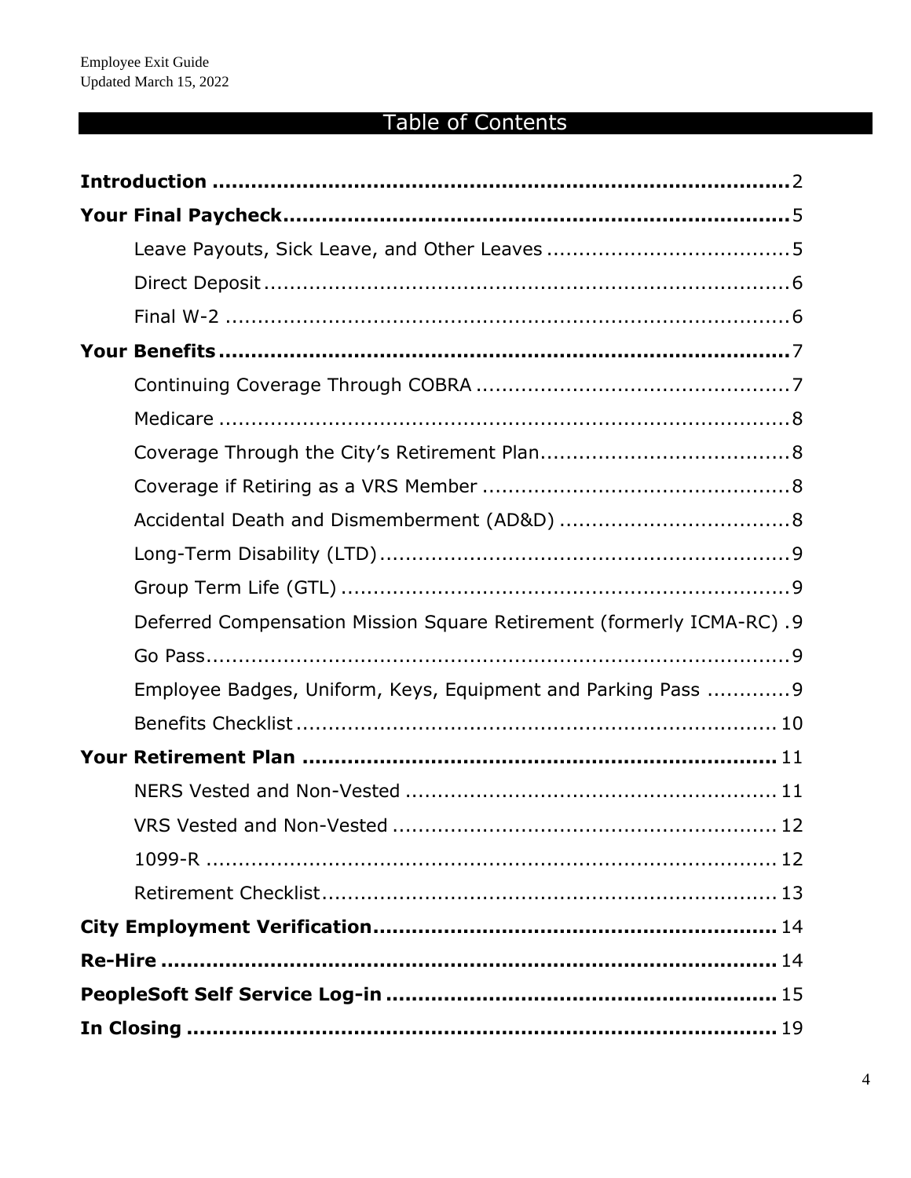# Table of Contents

**Introduction** .......... 2

**Your Final Paycheck** .......... 5

- Leave Payouts, Sick Leave, and Other Leaves .......... 5
- Direct Deposit .......... 6
- Final W-2 .......... 6

**Your Benefits** .......... 7

- Continuing Coverage Through COBRA .......... 7
- Medicare .......... 8
- Coverage Through the City's Retirement Plan .......... 8
- Coverage if Retiring as a VRS Member .......... 8
- Accidental Death and Dismemberment (AD&D) .......... 8
- Long-Term Disability (LTD) .......... 9
- Group Term Life (GTL) .......... 9
- Deferred Compensation Mission Square Retirement (formerly ICMA-RC) .......... 9
- Go Pass .......... 9
- Employee Badges, Uniform, Keys, Equipment and Parking Pass .......... 9
- Benefits Checklist .......... 10

**Your Retirement Plan** .......... 11

- NERS Vested and Non-Vested .......... 11
- VRS Vested and Non-Vested .......... 12
- 1099-R .......... 12
- Retirement Checklist .......... 13

**City Employment Verification** .......... 14

**Re-Hire** .......... 14

**PeopleSoft Self Service Log-in** .......... 15

**In Closing** .......... 19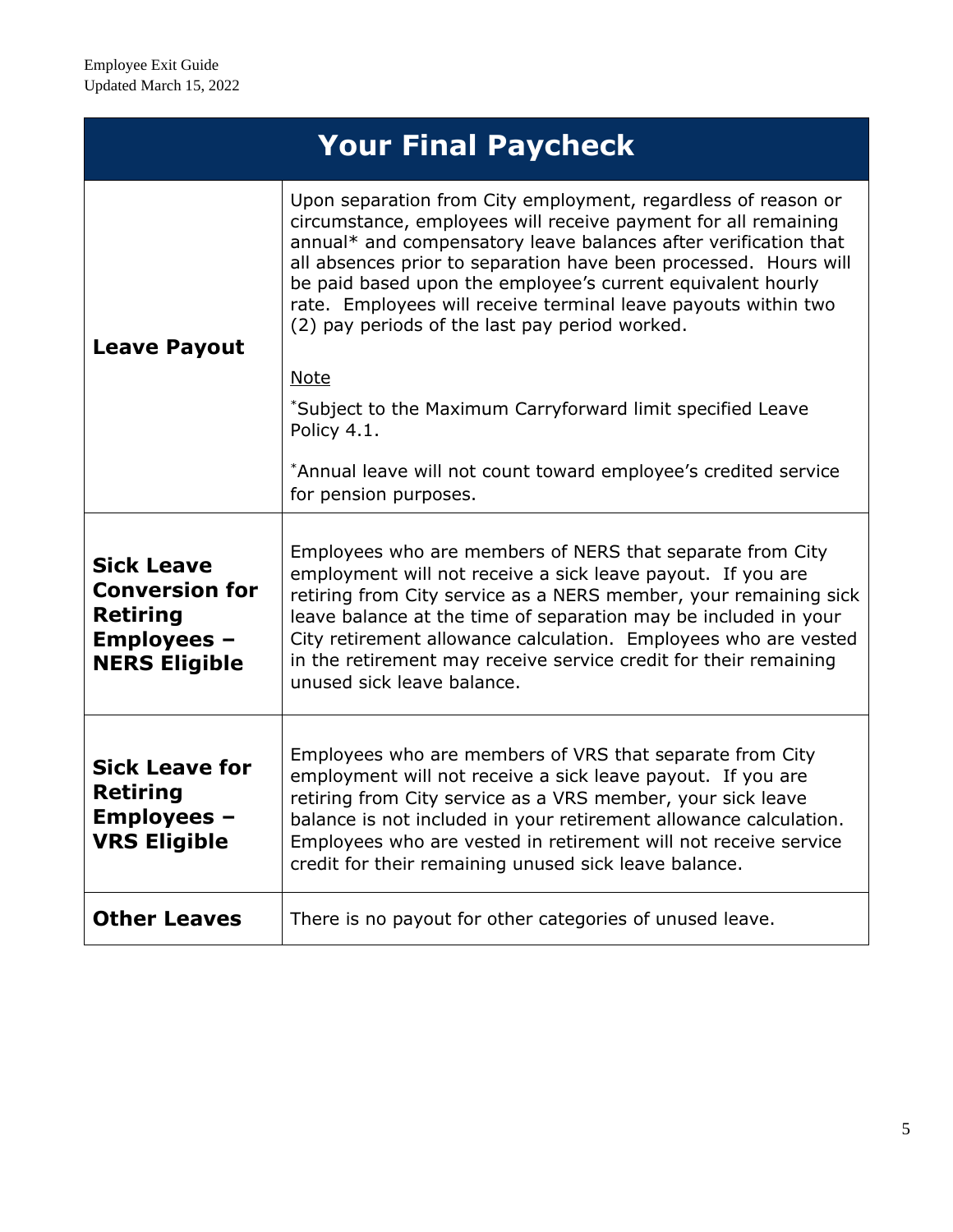| Your Final Paycheck | |
|---|---|
| **Leave Payout** | Upon separation from City employment, regardless of reason or circumstance, employees will receive payment for all remaining annual* and compensatory leave balances after verification that all absences prior to separation have been processed. Hours will be paid based upon the employee's current equivalent hourly rate. Employees will receive terminal leave payouts within two (2) pay periods of the last pay period worked.<br><br><u>Note</u><br><br>*Subject to the Maximum Carryforward limit specified Leave Policy 4.1.<br><br>*Annual leave will not count toward employee's credited service for pension purposes. |
| **Sick Leave Conversion for Retiring Employees – NERS Eligible** | Employees who are members of NERS that separate from City employment will not receive a sick leave payout. If you are retiring from City service as a NERS member, your remaining sick leave balance at the time of separation may be included in your City retirement allowance calculation. Employees who are vested in the retirement may receive service credit for their remaining unused sick leave balance. |
| **Sick Leave for Retiring Employees – VRS Eligible** | Employees who are members of VRS that separate from City employment will not receive a sick leave payout. If you are retiring from City service as a VRS member, your sick leave balance is not included in your retirement allowance calculation. Employees who are vested in retirement will not receive service credit for their remaining unused sick leave balance. |
| **Other Leaves** | There is no payout for other categories of unused leave. |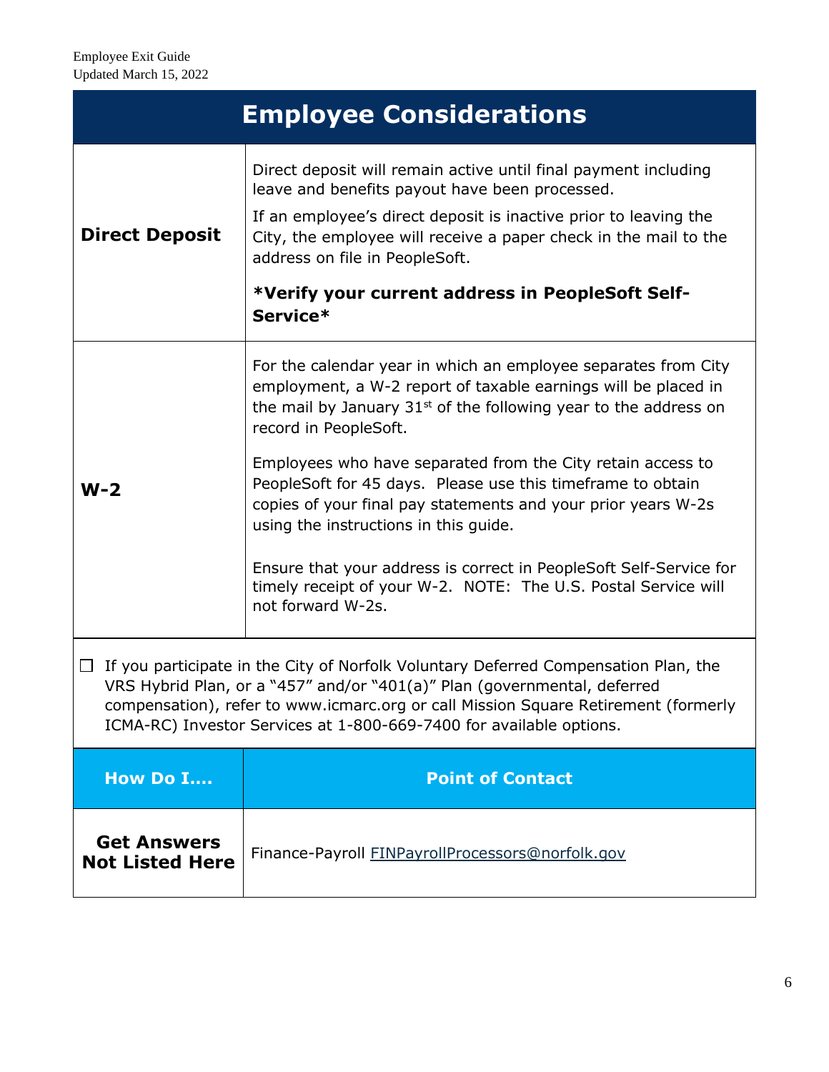## Employee Considerations

| | |
|---|---|
| **Direct Deposit** | Direct deposit will remain active until final payment including leave and benefits payout have been processed.<br><br>If an employee's direct deposit is inactive prior to leaving the City, the employee will receive a paper check in the mail to the address on file in PeopleSoft.<br><br>**\*Verify your current address in PeopleSoft Self-Service\*** |
| **W-2** | For the calendar year in which an employee separates from City employment, a W-2 report of taxable earnings will be placed in the mail by January 31st of the following year to the address on record in PeopleSoft.<br><br>Employees who have separated from the City retain access to PeopleSoft for 45 days. Please use this timeframe to obtain copies of your final pay statements and your prior years W-2s using the instructions in this guide.<br><br>Ensure that your address is correct in PeopleSoft Self-Service for timely receipt of your W-2. NOTE: The U.S. Postal Service will not forward W-2s. |

☐ If you participate in the City of Norfolk Voluntary Deferred Compensation Plan, the VRS Hybrid Plan, or a "457" and/or "401(a)" Plan (governmental, deferred compensation), refer to www.icmarc.org or call Mission Square Retirement (formerly ICMA-RC) Investor Services at 1-800-669-7400 for available options.

| How Do I…. | Point of Contact |
|---|---|
| **Get Answers Not Listed Here** | Finance-Payroll FINPayrollProcessors@norfolk.gov |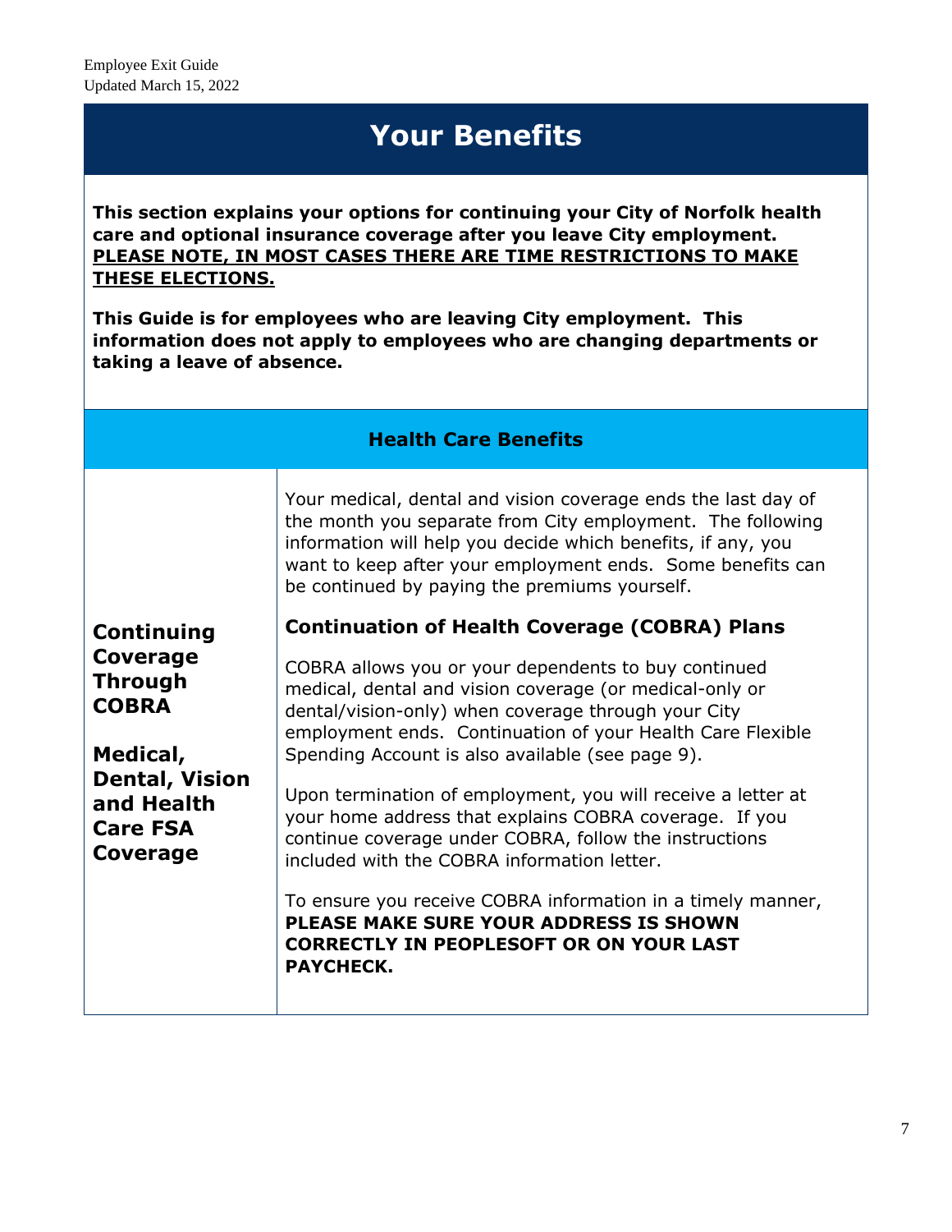# Your Benefits

**This section explains your options for continuing your City of Norfolk health care and optional insurance coverage after you leave City employment. <u>PLEASE NOTE, IN MOST CASES THERE ARE TIME RESTRICTIONS TO MAKE THESE ELECTIONS.</u>**

**This Guide is for employees who are leaving City employment. This information does not apply to employees who are changing departments or taking a leave of absence.**

## Health Care Benefits

| | |
|---|---|
| **Continuing Coverage Through COBRA**<br><br>**Medical, Dental, Vision and Health Care FSA Coverage** | Your medical, dental and vision coverage ends the last day of the month you separate from City employment. The following information will help you decide which benefits, if any, you want to keep after your employment ends. Some benefits can be continued by paying the premiums yourself.<br><br>**Continuation of Health Coverage (COBRA) Plans**<br><br>COBRA allows you or your dependents to buy continued medical, dental and vision coverage (or medical-only or dental/vision-only) when coverage through your City employment ends. Continuation of your Health Care Flexible Spending Account is also available (see page 9).<br><br>Upon termination of employment, you will receive a letter at your home address that explains COBRA coverage. If you continue coverage under COBRA, follow the instructions included with the COBRA information letter.<br><br>To ensure you receive COBRA information in a timely manner, **PLEASE MAKE SURE YOUR ADDRESS IS SHOWN CORRECTLY IN PEOPLESOFT OR ON YOUR LAST PAYCHECK.** |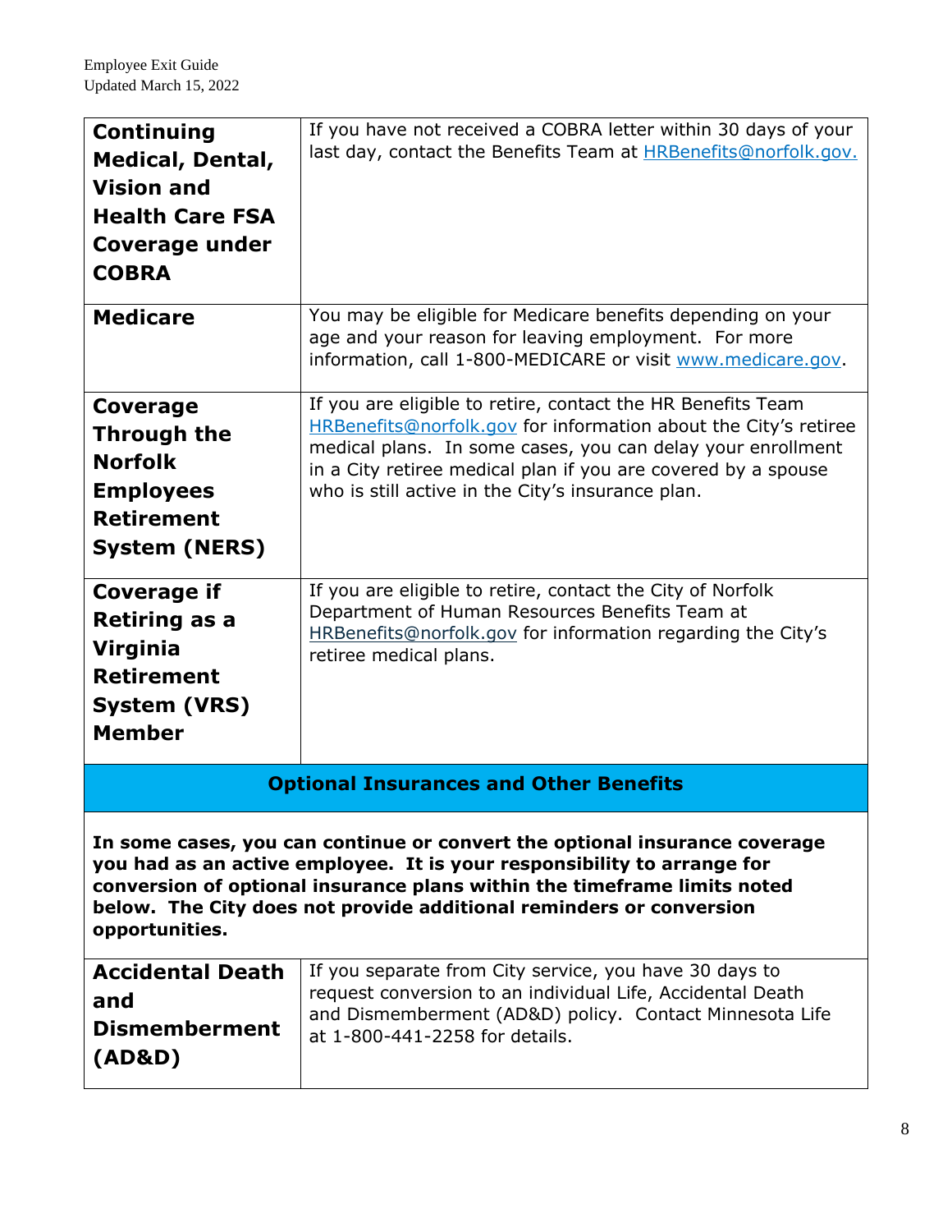| | |
|---|---|
| **Continuing Medical, Dental, Vision and Health Care FSA Coverage under COBRA** | If you have not received a COBRA letter within 30 days of your last day, contact the Benefits Team at HRBenefits@norfolk.gov. |
| **Medicare** | You may be eligible for Medicare benefits depending on your age and your reason for leaving employment. For more information, call 1-800-MEDICARE or visit www.medicare.gov. |
| **Coverage Through the Norfolk Employees Retirement System (NERS)** | If you are eligible to retire, contact the HR Benefits Team HRBenefits@norfolk.gov for information about the City's retiree medical plans. In some cases, you can delay your enrollment in a City retiree medical plan if you are covered by a spouse who is still active in the City's insurance plan. |
| **Coverage if Retiring as a Virginia Retirement System (VRS) Member** | If you are eligible to retire, contact the City of Norfolk Department of Human Resources Benefits Team at HRBenefits@norfolk.gov for information regarding the City's retiree medical plans. |

## Optional Insurances and Other Benefits

**In some cases, you can continue or convert the optional insurance coverage you had as an active employee. It is your responsibility to arrange for conversion of optional insurance plans within the timeframe limits noted below. The City does not provide additional reminders or conversion opportunities.**

| | |
|---|---|
| **Accidental Death and Dismemberment (AD&D)** | If you separate from City service, you have 30 days to request conversion to an individual Life, Accidental Death and Dismemberment (AD&D) policy. Contact Minnesota Life at 1-800-441-2258 for details. |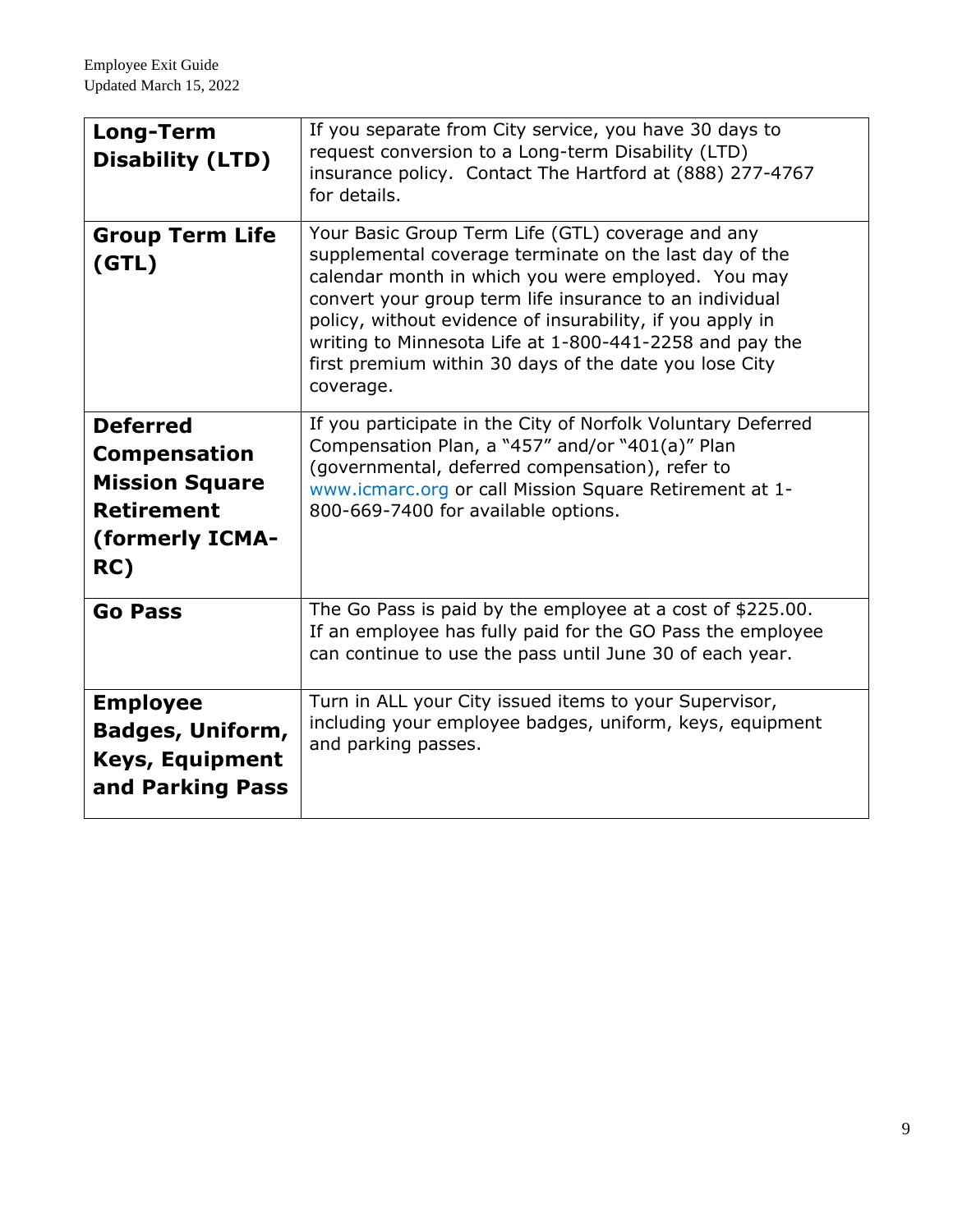| | |
|---|---|
| **Long-Term Disability (LTD)** | If you separate from City service, you have 30 days to request conversion to a Long-term Disability (LTD) insurance policy. Contact The Hartford at (888) 277-4767 for details. |
| **Group Term Life (GTL)** | Your Basic Group Term Life (GTL) coverage and any supplemental coverage terminate on the last day of the calendar month in which you were employed. You may convert your group term life insurance to an individual policy, without evidence of insurability, if you apply in writing to Minnesota Life at 1-800-441-2258 and pay the first premium within 30 days of the date you lose City coverage. |
| **Deferred Compensation Mission Square Retirement (formerly ICMA-RC)** | If you participate in the City of Norfolk Voluntary Deferred Compensation Plan, a "457" and/or "401(a)" Plan (governmental, deferred compensation), refer to www.icmarc.org or call Mission Square Retirement at 1-800-669-7400 for available options. |
| **Go Pass** | The Go Pass is paid by the employee at a cost of $225.00. If an employee has fully paid for the GO Pass the employee can continue to use the pass until June 30 of each year. |
| **Employee Badges, Uniform, Keys, Equipment and Parking Pass** | Turn in ALL your City issued items to your Supervisor, including your employee badges, uniform, keys, equipment and parking passes. |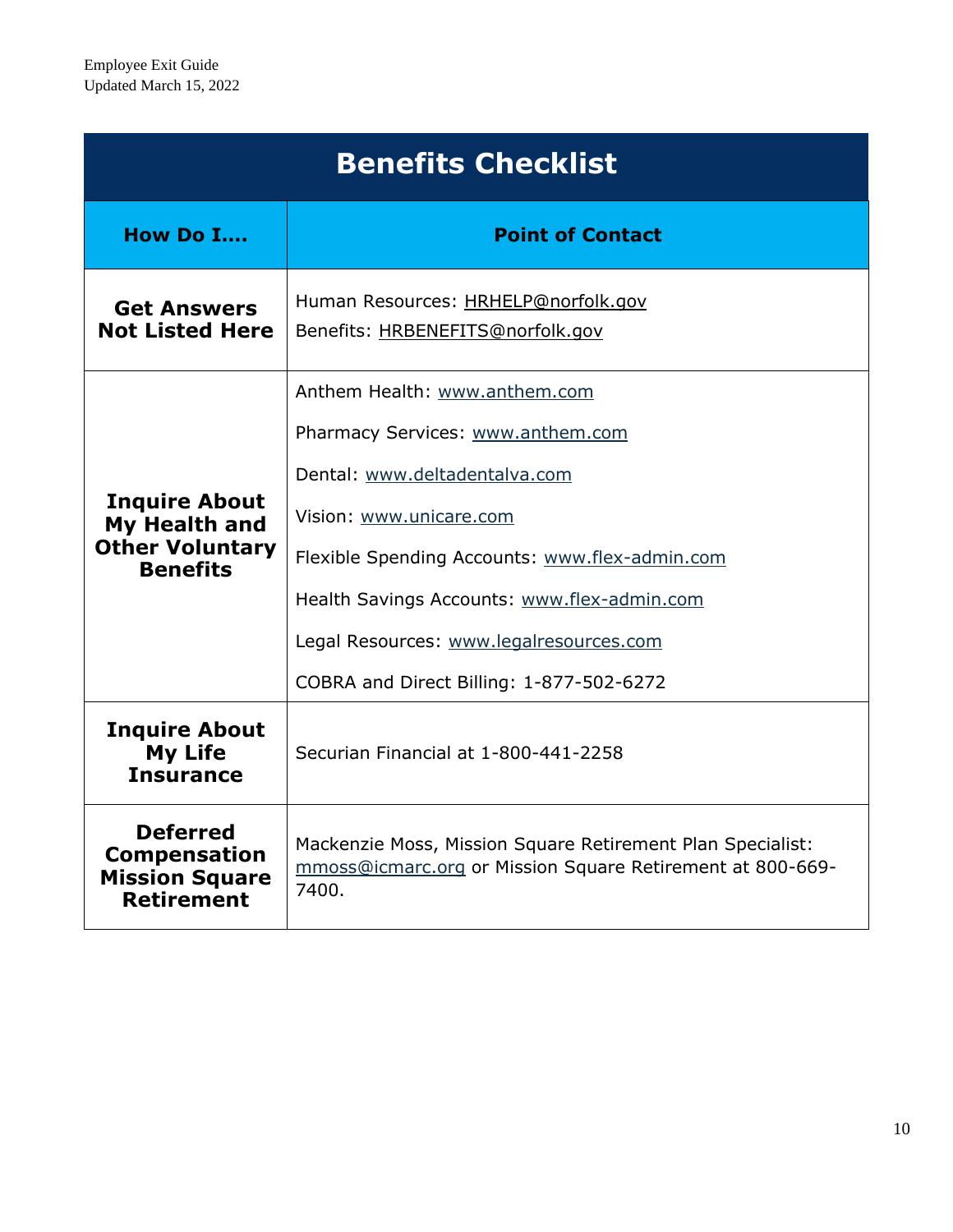| Benefits Checklist | |
|---|---|
| **How Do I….** | **Point of Contact** |
| **Get Answers Not Listed Here** | Human Resources: HRHELP@norfolk.gov<br>Benefits: HRBENEFITS@norfolk.gov |
| **Inquire About My Health and Other Voluntary Benefits** | Anthem Health: www.anthem.com<br>Pharmacy Services: www.anthem.com<br>Dental: www.deltadentalva.com<br>Vision: www.unicare.com<br>Flexible Spending Accounts: www.flex-admin.com<br>Health Savings Accounts: www.flex-admin.com<br>Legal Resources: www.legalresources.com<br>COBRA and Direct Billing: 1-877-502-6272 |
| **Inquire About My Life Insurance** | Securian Financial at 1-800-441-2258 |
| **Deferred Compensation Mission Square Retirement** | Mackenzie Moss, Mission Square Retirement Plan Specialist: mmoss@icmarc.org or Mission Square Retirement at 800-669-7400. |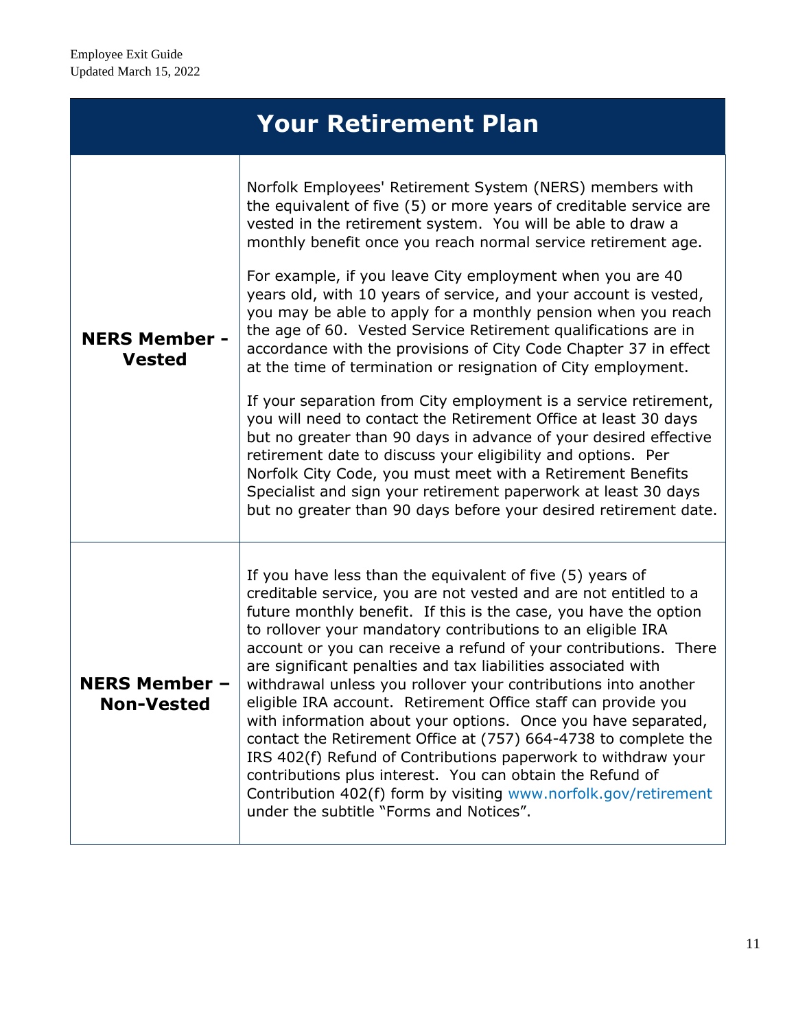## Your Retirement Plan

| | |
|---|---|
| **NERS Member - Vested** | Norfolk Employees' Retirement System (NERS) members with the equivalent of five (5) or more years of creditable service are vested in the retirement system. You will be able to draw a monthly benefit once you reach normal service retirement age.<br><br>For example, if you leave City employment when you are 40 years old, with 10 years of service, and your account is vested, you may be able to apply for a monthly pension when you reach the age of 60. Vested Service Retirement qualifications are in accordance with the provisions of City Code Chapter 37 in effect at the time of termination or resignation of City employment.<br><br>If your separation from City employment is a service retirement, you will need to contact the Retirement Office at least 30 days but no greater than 90 days in advance of your desired effective retirement date to discuss your eligibility and options. Per Norfolk City Code, you must meet with a Retirement Benefits Specialist and sign your retirement paperwork at least 30 days but no greater than 90 days before your desired retirement date. |
| **NERS Member – Non-Vested** | If you have less than the equivalent of five (5) years of creditable service, you are not vested and are not entitled to a future monthly benefit. If this is the case, you have the option to rollover your mandatory contributions to an eligible IRA account or you can receive a refund of your contributions. There are significant penalties and tax liabilities associated with withdrawal unless you rollover your contributions into another eligible IRA account. Retirement Office staff can provide you with information about your options. Once you have separated, contact the Retirement Office at (757) 664-4738 to complete the IRS 402(f) Refund of Contributions paperwork to withdraw your contributions plus interest. You can obtain the Refund of Contribution 402(f) form by visiting www.norfolk.gov/retirement under the subtitle "Forms and Notices". |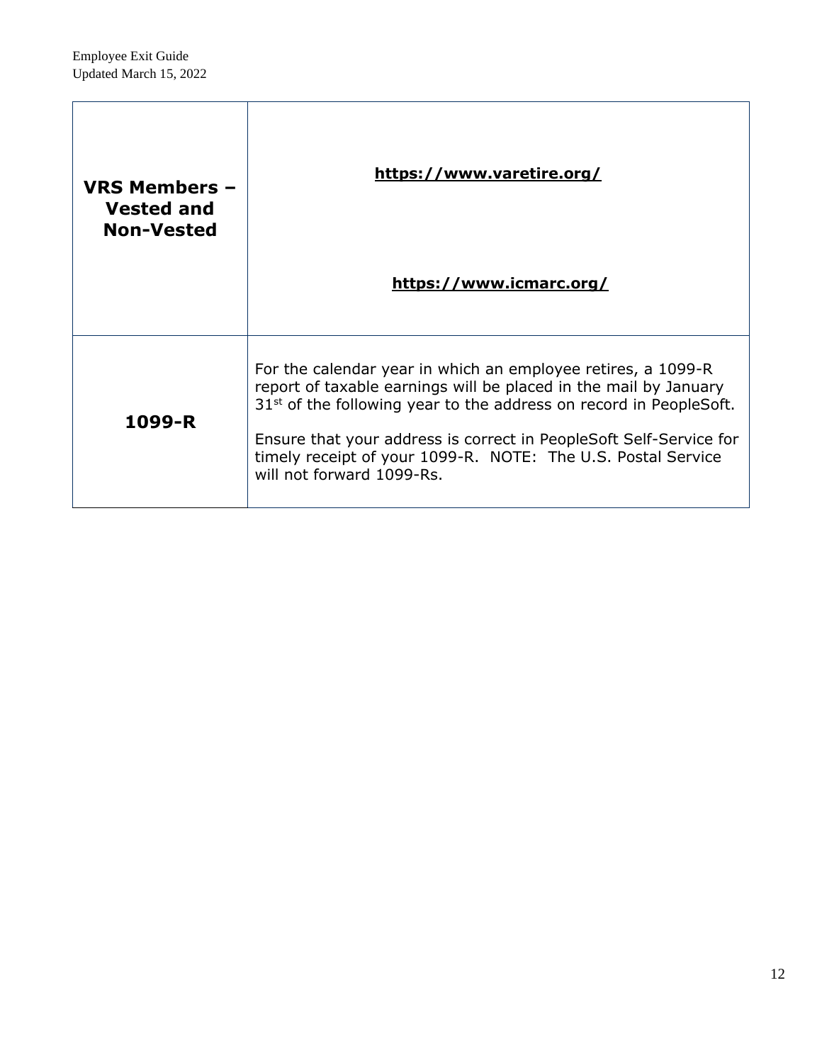| | |
|---|---|
| **VRS Members – Vested and Non-Vested** | **https://www.varetire.org/**<br><br>**https://www.icmarc.org/** |
| **1099-R** | For the calendar year in which an employee retires, a 1099-R report of taxable earnings will be placed in the mail by January 31st of the following year to the address on record in PeopleSoft.<br><br>Ensure that your address is correct in PeopleSoft Self-Service for timely receipt of your 1099-R. NOTE: The U.S. Postal Service will not forward 1099-Rs. |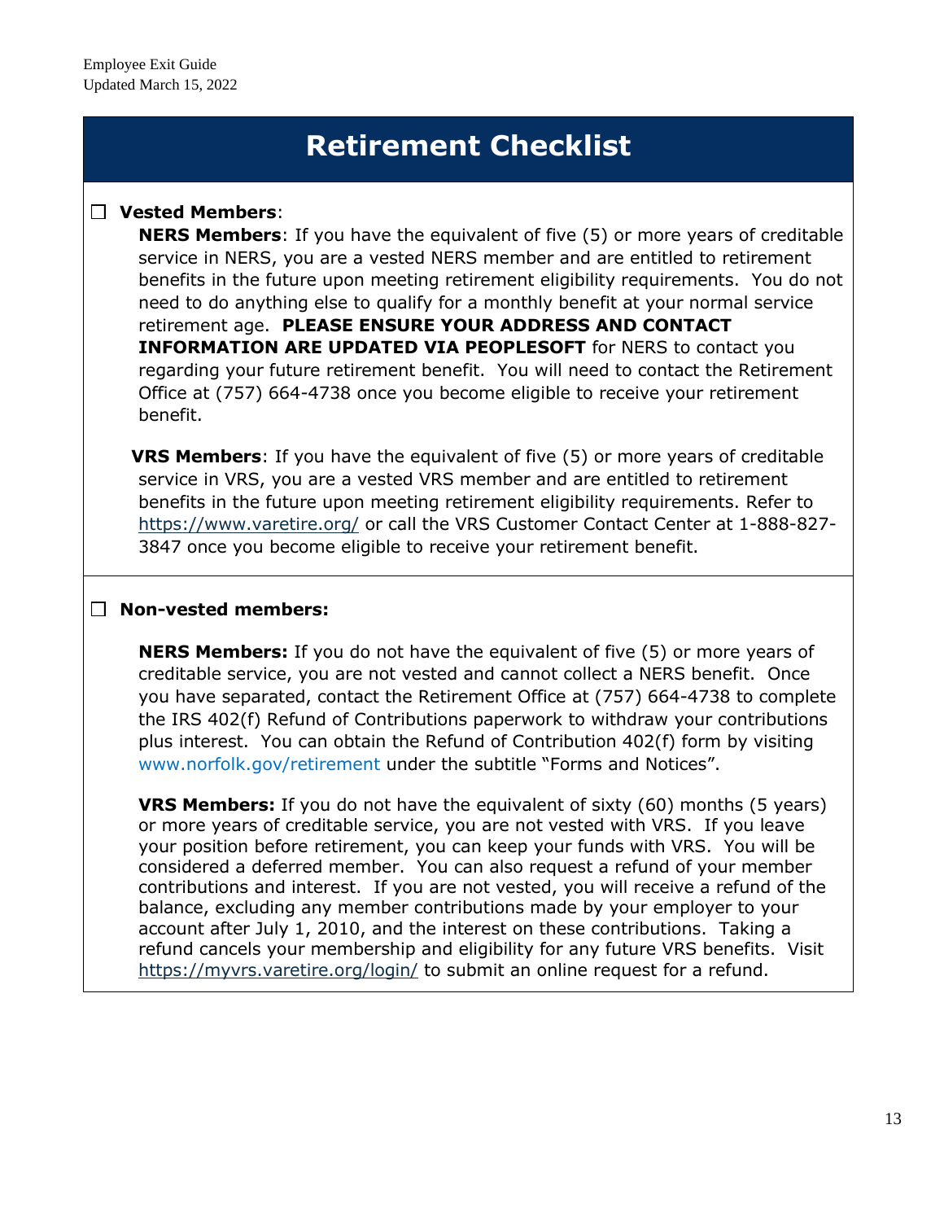# Retirement Checklist

☐ **Vested Members**:

**NERS Members**: If you have the equivalent of five (5) or more years of creditable service in NERS, you are a vested NERS member and are entitled to retirement benefits in the future upon meeting retirement eligibility requirements. You do not need to do anything else to qualify for a monthly benefit at your normal service retirement age. **PLEASE ENSURE YOUR ADDRESS AND CONTACT INFORMATION ARE UPDATED VIA PEOPLESOFT** for NERS to contact you regarding your future retirement benefit. You will need to contact the Retirement Office at (757) 664-4738 once you become eligible to receive your retirement benefit.

**VRS Members**: If you have the equivalent of five (5) or more years of creditable service in VRS, you are a vested VRS member and are entitled to retirement benefits in the future upon meeting retirement eligibility requirements. Refer to https://www.varetire.org/ or call the VRS Customer Contact Center at 1-888-827-3847 once you become eligible to receive your retirement benefit.

☐ **Non-vested members:**

**NERS Members:** If you do not have the equivalent of five (5) or more years of creditable service, you are not vested and cannot collect a NERS benefit. Once you have separated, contact the Retirement Office at (757) 664-4738 to complete the IRS 402(f) Refund of Contributions paperwork to withdraw your contributions plus interest. You can obtain the Refund of Contribution 402(f) form by visiting www.norfolk.gov/retirement under the subtitle "Forms and Notices".

**VRS Members:** If you do not have the equivalent of sixty (60) months (5 years) or more years of creditable service, you are not vested with VRS. If you leave your position before retirement, you can keep your funds with VRS. You will be considered a deferred member. You can also request a refund of your member contributions and interest. If you are not vested, you will receive a refund of the balance, excluding any member contributions made by your employer to your account after July 1, 2010, and the interest on these contributions. Taking a refund cancels your membership and eligibility for any future VRS benefits. Visit https://myvrs.varetire.org/login/ to submit an online request for a refund.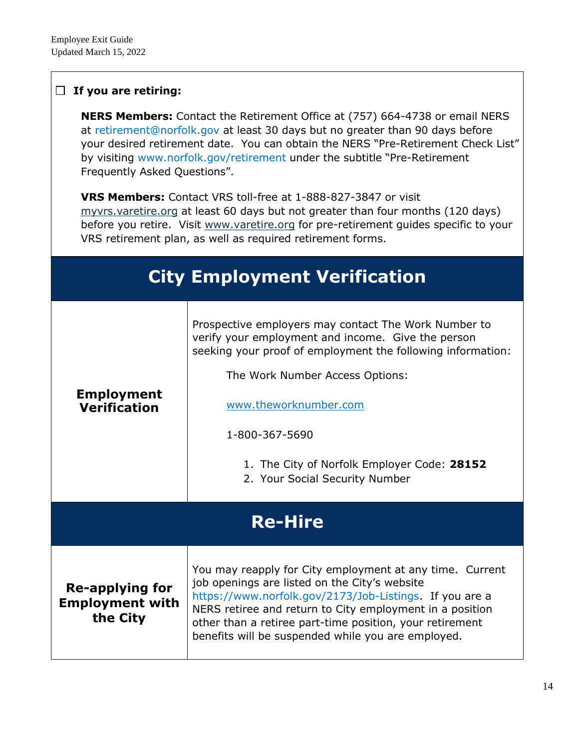- [ ] **If you are retiring:**

**NERS Members:** Contact the Retirement Office at (757) 664-4738 or email NERS at retirement@norfolk.gov at least 30 days but no greater than 90 days before your desired retirement date. You can obtain the NERS "Pre-Retirement Check List" by visiting www.norfolk.gov/retirement under the subtitle "Pre-Retirement Frequently Asked Questions".

**VRS Members:** Contact VRS toll-free at 1-888-827-3847 or visit myvrs.varetire.org at least 60 days but not greater than four months (120 days) before you retire. Visit www.varetire.org for pre-retirement guides specific to your VRS retirement plan, as well as required retirement forms.

## City Employment Verification

| | |
|---|---|
| **Employment Verification** | Prospective employers may contact The Work Number to verify your employment and income. Give the person seeking your proof of employment the following information:<br><br>The Work Number Access Options:<br><br>www.theworknumber.com<br><br>1-800-367-5690<br><br>1. The City of Norfolk Employer Code: **28152**<br>2. Your Social Security Number |

## Re-Hire

| | |
|---|---|
| **Re-applying for Employment with the City** | You may reapply for City employment at any time. Current job openings are listed on the City's website https://www.norfolk.gov/2173/Job-Listings. If you are a NERS retiree and return to City employment in a position other than a retiree part-time position, your retirement benefits will be suspended while you are employed. |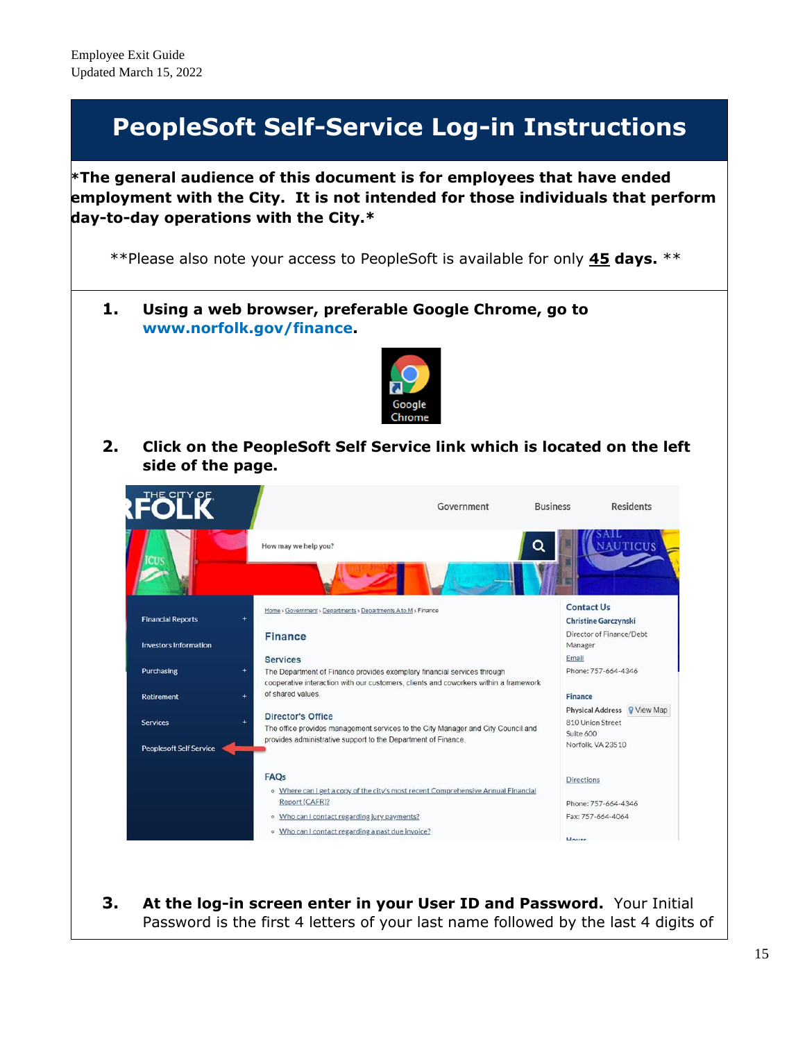# PeopleSoft Self-Service Log-in Instructions

***The general audience of this document is for employees that have ended employment with the City. It is not intended for those individuals that perform day-to-day operations with the City.***

**Please also note your access to PeopleSoft is available for only **45 days.** **

1. **Using a web browser, preferable Google Chrome, go to www.norfolk.gov/finance.**

2. **Click on the PeopleSoft Self Service link which is located on the left side of the page.**

3. **At the log-in screen enter in your User ID and Password.** Your Initial Password is the first 4 letters of your last name followed by the last 4 digits of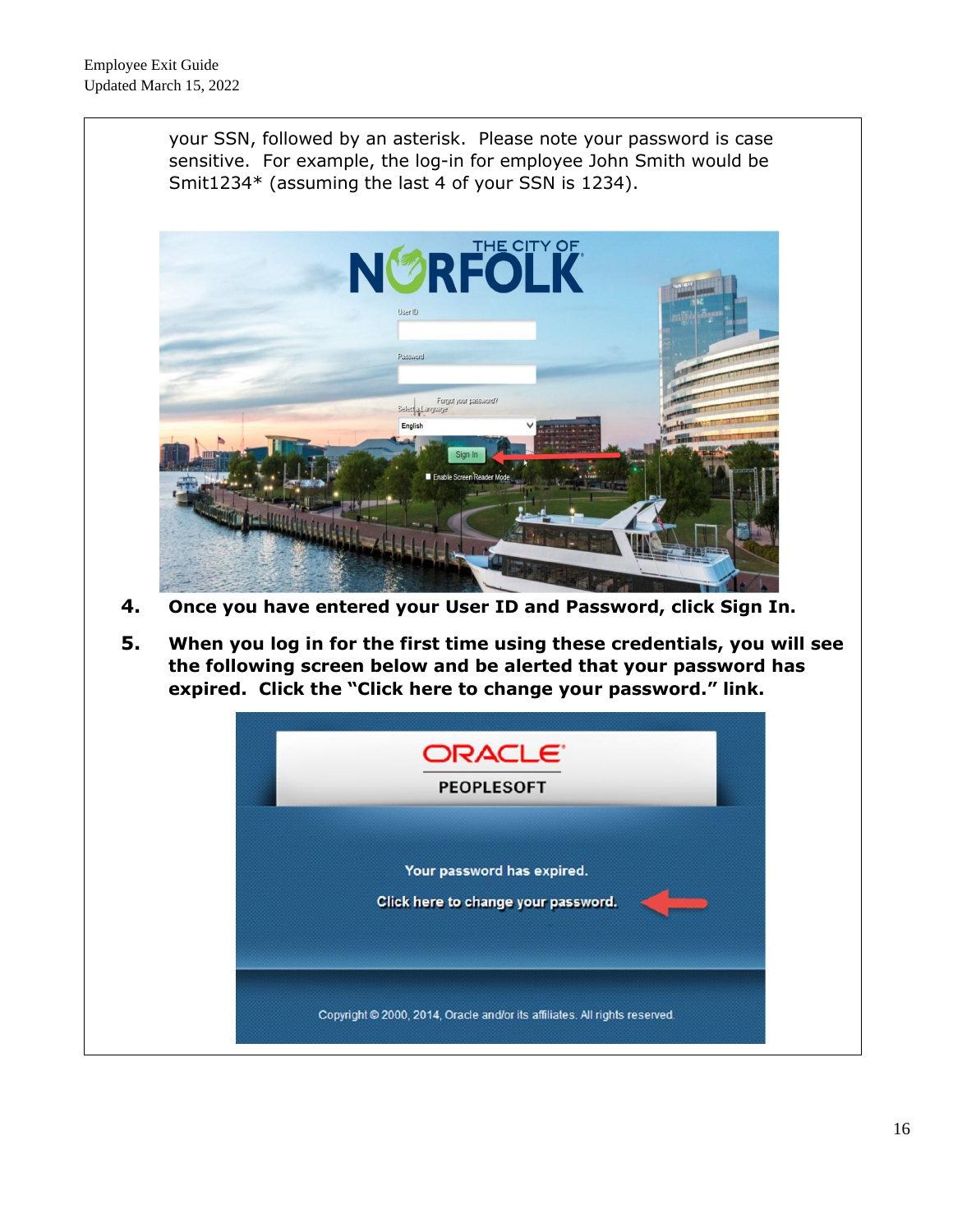your SSN, followed by an asterisk. Please note your password is case sensitive. For example, the log-in for employee John Smith would be Smit1234* (assuming the last 4 of your SSN is 1234).

4. **Once you have entered your User ID and Password, click Sign In.**

5. **When you log in for the first time using these credentials, you will see the following screen below and be alerted that your password has expired. Click the "Click here to change your password." link.**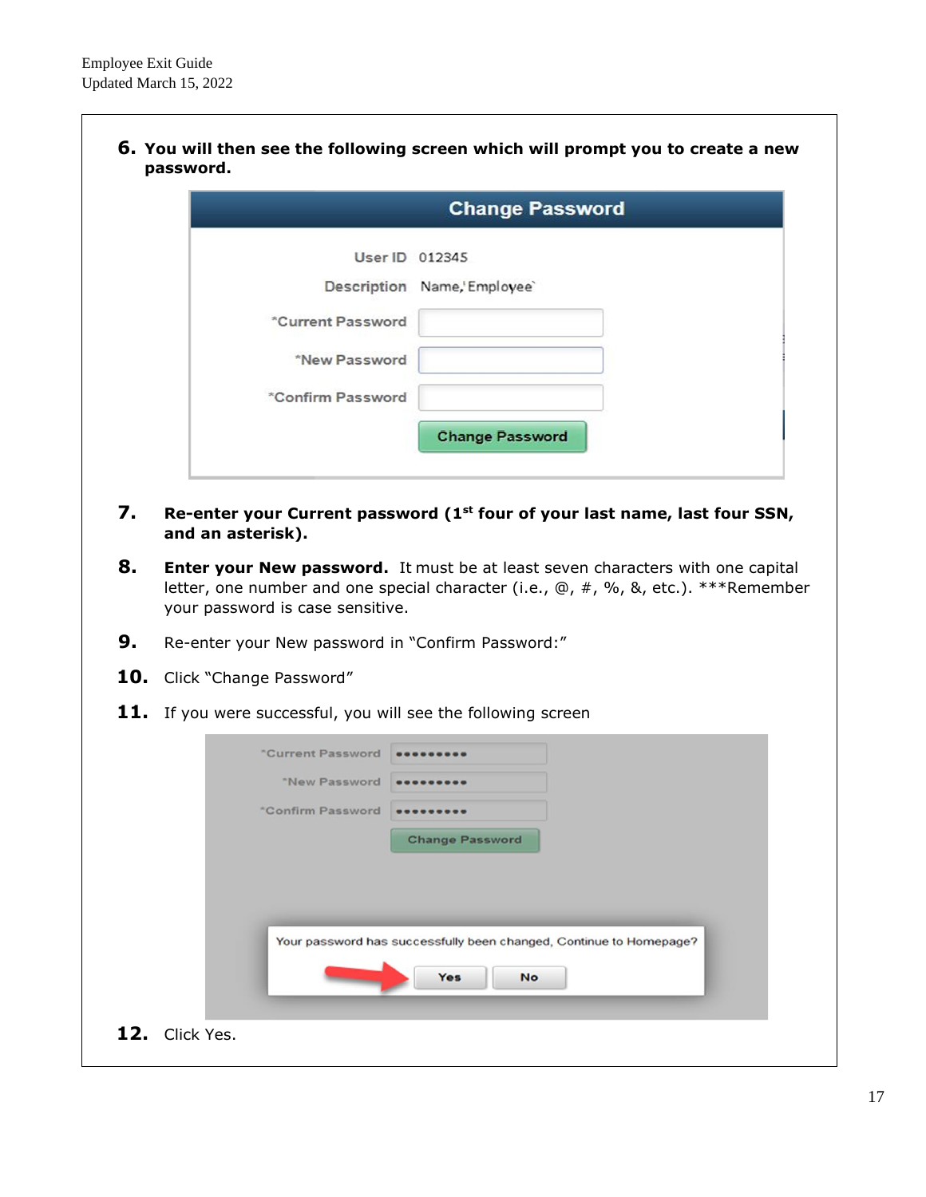6. **You will then see the following screen which will prompt you to create a new password.**

Change Password

User ID 012345

Description Name,'Employee`

*Current Password

*New Password

*Confirm Password

Change Password

7. **Re-enter your Current password (1st four of your last name, last four SSN, and an asterisk).**

8. **Enter your New password.** It must be at least seven characters with one capital letter, one number and one special character (i.e., @, #, %, &, etc.). ***Remember your password is case sensitive.

9. Re-enter your New password in "Confirm Password:"

10. Click "Change Password"

11. If you were successful, you will see the following screen

*Current Password ●●●●●●●●●

*New Password ●●●●●●●●●

*Confirm Password ●●●●●●●●●

Change Password

Your password has successfully been changed, Continue to Homepage?

Yes No

12. Click Yes.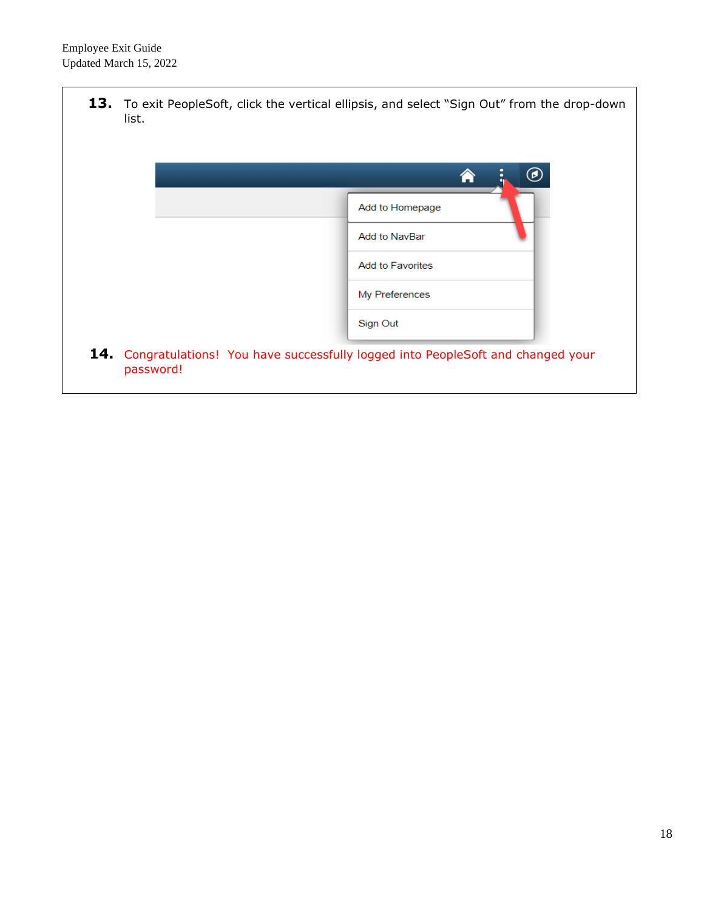13. To exit PeopleSoft, click the vertical ellipsis, and select "Sign Out" from the drop-down list.

14. Congratulations! You have successfully logged into PeopleSoft and changed your password!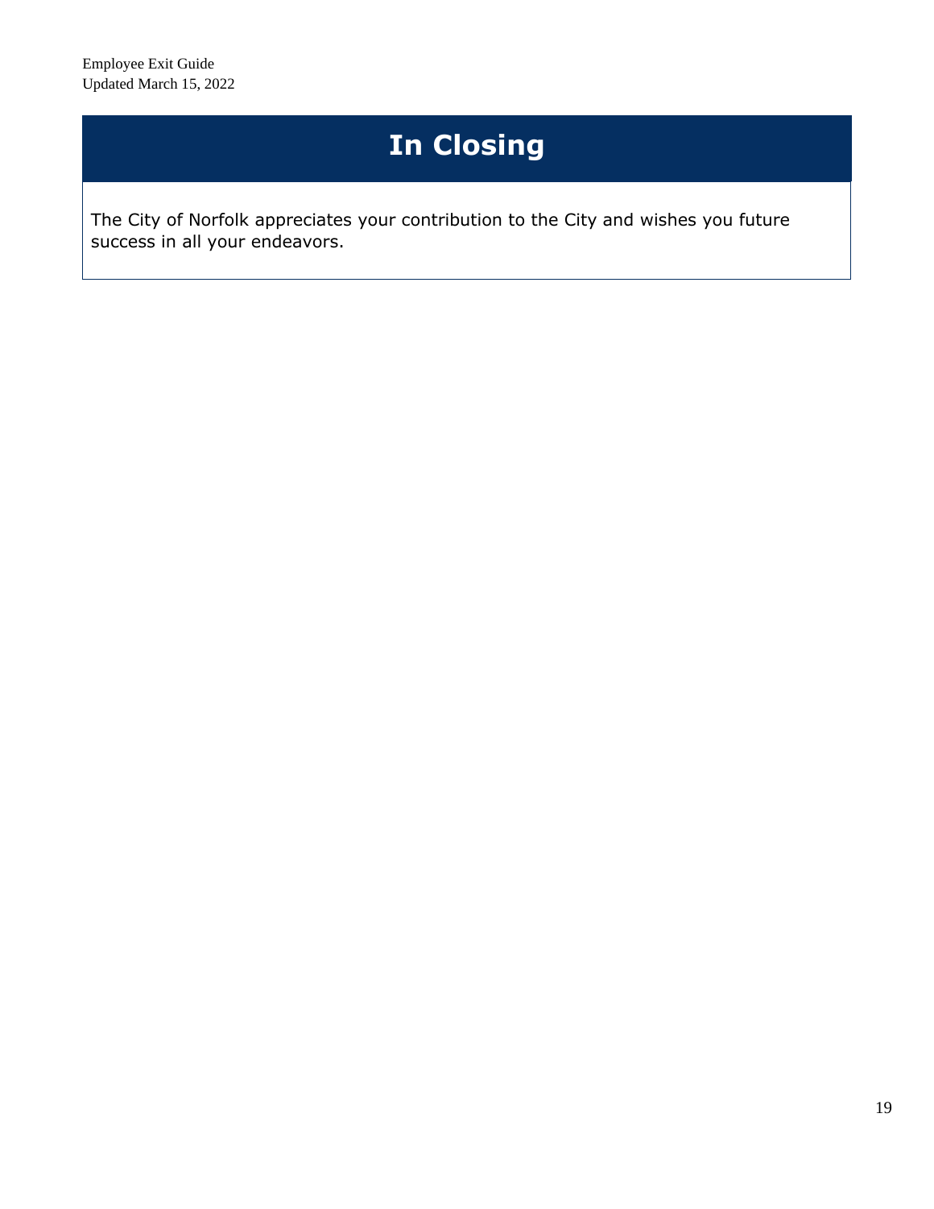# In Closing

The City of Norfolk appreciates your contribution to the City and wishes you future success in all your endeavors.